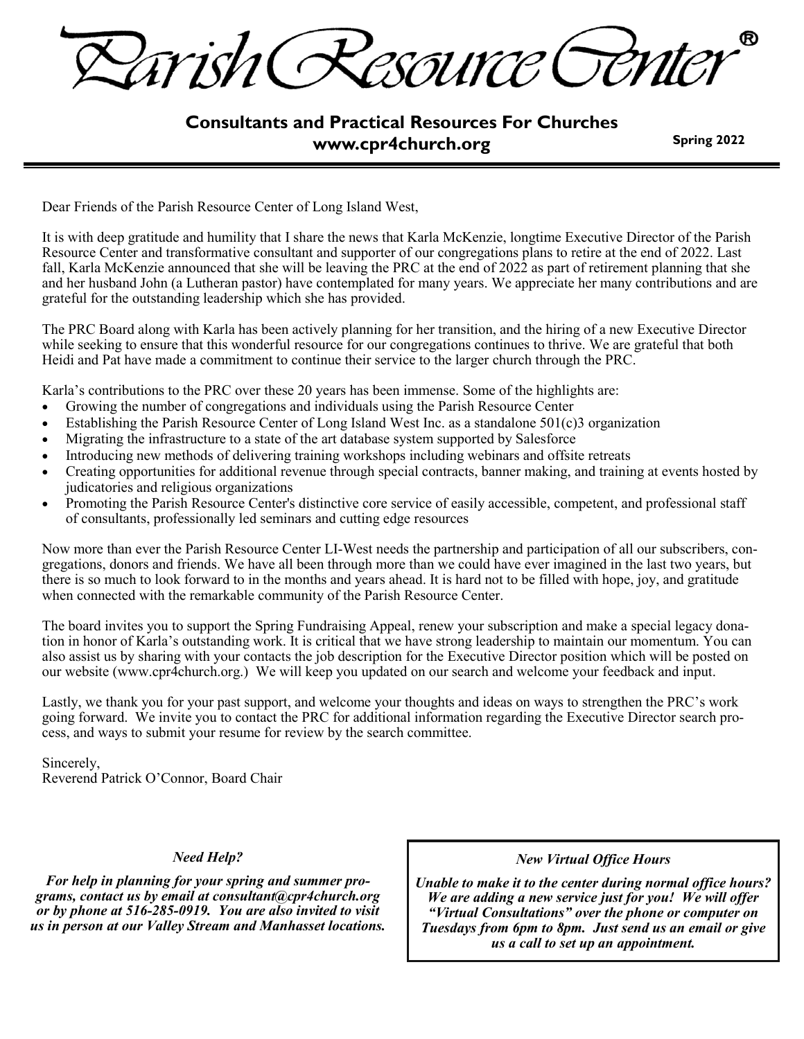# Parish Resource Center®

## Consultants and Practical Resources For Churches
## www.cpr4church.org

**Spring 2022**

---

Dear Friends of the Parish Resource Center of Long Island West,

It is with deep gratitude and humility that I share the news that Karla McKenzie, longtime Executive Director of the Parish Resource Center and transformative consultant and supporter of our congregations plans to retire at the end of 2022. Last fall, Karla McKenzie announced that she will be leaving the PRC at the end of 2022 as part of retirement planning that she and her husband John (a Lutheran pastor) have contemplated for many years. We appreciate her many contributions and are grateful for the outstanding leadership which she has provided.

The PRC Board along with Karla has been actively planning for her transition, and the hiring of a new Executive Director while seeking to ensure that this wonderful resource for our congregations continues to thrive. We are grateful that both Heidi and Pat have made a commitment to continue their service to the larger church through the PRC.

Karla's contributions to the PRC over these 20 years has been immense. Some of the highlights are:

- Growing the number of congregations and individuals using the Parish Resource Center
- Establishing the Parish Resource Center of Long Island West Inc. as a standalone 501(c)3 organization
- Migrating the infrastructure to a state of the art database system supported by Salesforce
- Introducing new methods of delivering training workshops including webinars and offsite retreats
- Creating opportunities for additional revenue through special contracts, banner making, and training at events hosted by judicatories and religious organizations
- Promoting the Parish Resource Center's distinctive core service of easily accessible, competent, and professional staff of consultants, professionally led seminars and cutting edge resources

Now more than ever the Parish Resource Center LI-West needs the partnership and participation of all our subscribers, congregations, donors and friends. We have all been through more than we could have ever imagined in the last two years, but there is so much to look forward to in the months and years ahead. It is hard not to be filled with hope, joy, and gratitude when connected with the remarkable community of the Parish Resource Center.

The board invites you to support the Spring Fundraising Appeal, renew your subscription and make a special legacy donation in honor of Karla's outstanding work. It is critical that we have strong leadership to maintain our momentum. You can also assist us by sharing with your contacts the job description for the Executive Director position which will be posted on our website (www.cpr4church.org.) We will keep you updated on our search and welcome your feedback and input.

Lastly, we thank you for your past support, and welcome your thoughts and ideas on ways to strengthen the PRC's work going forward. We invite you to contact the PRC for additional information regarding the Executive Director search process, and ways to submit your resume for review by the search committee.

Sincerely,
Reverend Patrick O'Connor, Board Chair

***Need Help?***

***For help in planning for your spring and summer programs, contact us by email at consultant@cpr4church.org or by phone at 516-285-0919. You are also invited to visit us in person at our Valley Stream and Manhasset locations.***

***New Virtual Office Hours***

***Unable to make it to the center during normal office hours? We are adding a new service just for you! We will offer "Virtual Consultations" over the phone or computer on Tuesdays from 6pm to 8pm. Just send us an email or give us a call to set up an appointment.***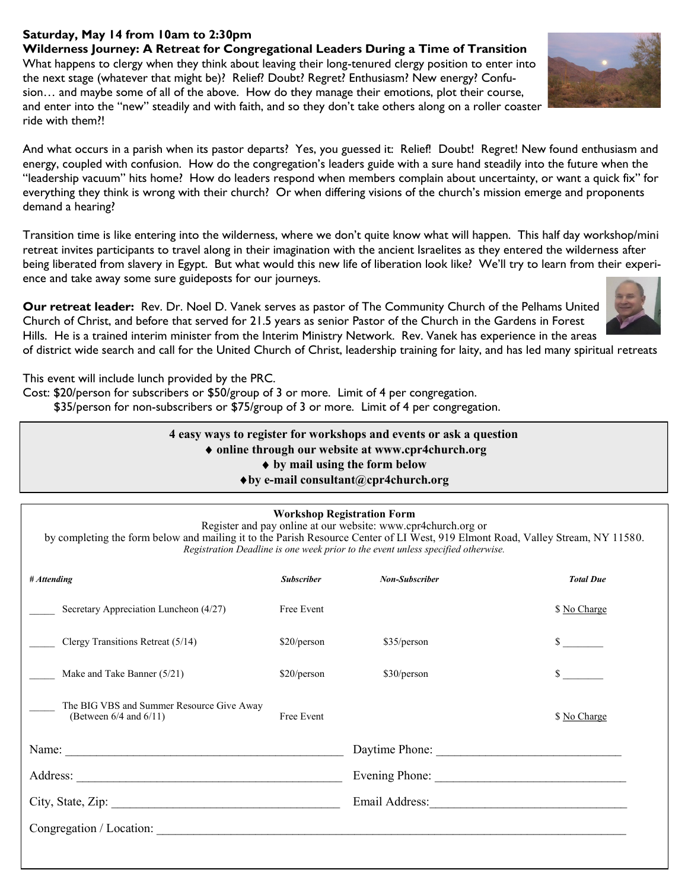**Saturday, May 14 from 10am to 2:30pm**

**Wilderness Journey: A Retreat for Congregational Leaders During a Time of Transition**

What happens to clergy when they think about leaving their long-tenured clergy position to enter into the next stage (whatever that might be)? Relief? Doubt? Regret? Enthusiasm? New energy? Confusion… and maybe some of all of the above. How do they manage their emotions, plot their course, and enter into the "new" steadily and with faith, and so they don't take others along on a roller coaster ride with them?!

And what occurs in a parish when its pastor departs? Yes, you guessed it: Relief! Doubt! Regret! New found enthusiasm and energy, coupled with confusion. How do the congregation's leaders guide with a sure hand steadily into the future when the "leadership vacuum" hits home? How do leaders respond when members complain about uncertainty, or want a quick fix" for everything they think is wrong with their church? Or when differing visions of the church's mission emerge and proponents demand a hearing?

Transition time is like entering into the wilderness, where we don't quite know what will happen. This half day workshop/mini retreat invites participants to travel along in their imagination with the ancient Israelites as they entered the wilderness after being liberated from slavery in Egypt. But what would this new life of liberation look like? We'll try to learn from their experience and take away some sure guideposts for our journeys.

**Our retreat leader:** Rev. Dr. Noel D. Vanek serves as pastor of The Community Church of the Pelhams United Church of Christ, and before that served for 21.5 years as senior Pastor of the Church in the Gardens in Forest Hills. He is a trained interim minister from the Interim Ministry Network. Rev. Vanek has experience in the areas of district wide search and call for the United Church of Christ, leadership training for laity, and has led many spiritual retreats

This event will include lunch provided by the PRC.

Cost: $20/person for subscribers or $50/group of 3 or more. Limit of 4 per congregation.
$35/person for non-subscribers or $75/group of 3 or more. Limit of 4 per congregation.

**4 easy ways to register for workshops and events or ask a question**

- ♦ **online through our website at www.cpr4church.org**
- ♦ **by mail using the form below**
- ♦ **by e-mail consultant@cpr4church.org**

**Workshop Registration Form**

Register and pay online at our website: www.cpr4church.org or
by completing the form below and mailing it to the Parish Resource Center of LI West, 919 Elmont Road, Valley Stream, NY 11580.

*Registration Deadline is one week prior to the event unless specified otherwise.*

| *# Attending* | *Subscriber* | *Non-Subscriber* | *Total Due* |
|---|---|---|---|
| _____ Secretary Appreciation Luncheon (4/27) | Free Event | | $ No Charge |
| _____ Clergy Transitions Retreat (5/14) | $20/person | $35/person | $ ________ |
| _____ Make and Take Banner (5/21) | $20/person | $30/person | $ ________ |
| _____ The BIG VBS and Summer Resource Give Away (Between 6/4 and 6/11) | Free Event | | $ No Charge |

Name: ______________________________ Daytime Phone: ______________________________

Address: ______________________________ Evening Phone: ______________________________

City, State, Zip: ______________________________ Email Address: ______________________________

Congregation / Location: ____________________________________________________________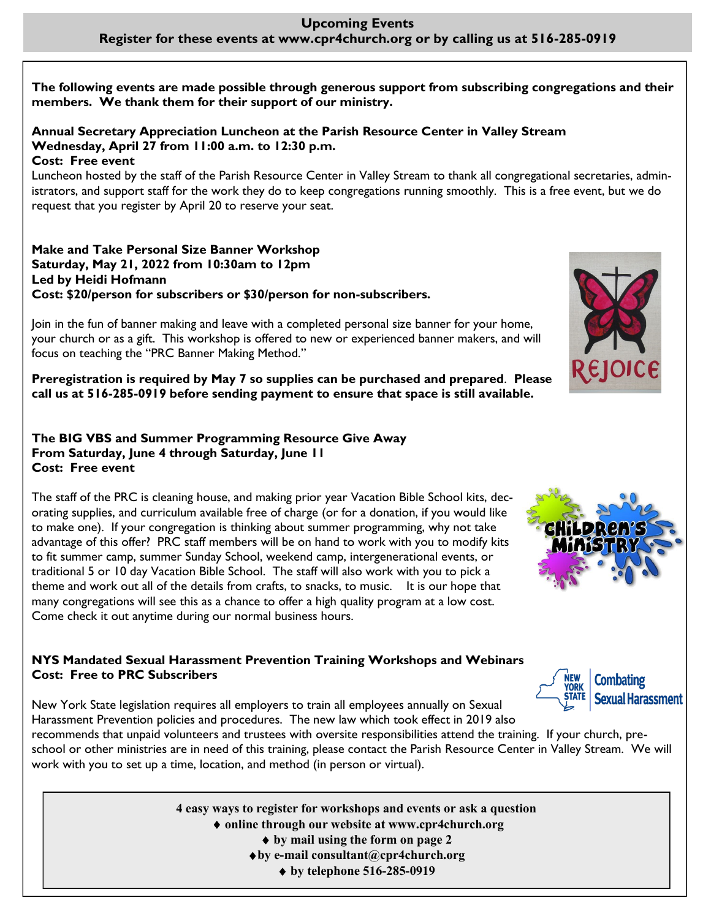## Upcoming Events

**Register for these events at www.cpr4church.org or by calling us at 516-285-0919**

**The following events are made possible through generous support from subscribing congregations and their members. We thank them for their support of our ministry.**

**Annual Secretary Appreciation Luncheon at the Parish Resource Center in Valley Stream**
**Wednesday, April 27 from 11:00 a.m. to 12:30 p.m.**
**Cost: Free event**

Luncheon hosted by the staff of the Parish Resource Center in Valley Stream to thank all congregational secretaries, administrators, and support staff for the work they do to keep congregations running smoothly. This is a free event, but we do request that you register by April 20 to reserve your seat.

**Make and Take Personal Size Banner Workshop**
**Saturday, May 21, 2022 from 10:30am to 12pm**
**Led by Heidi Hofmann**
**Cost: $20/person for subscribers or $30/person for non-subscribers.**

Join in the fun of banner making and leave with a completed personal size banner for your home, your church or as a gift. This workshop is offered to new or experienced banner makers, and will focus on teaching the "PRC Banner Making Method."

**Preregistration is required by May 7 so supplies can be purchased and prepared. Please call us at 516-285-0919 before sending payment to ensure that space is still available.**

**The BIG VBS and Summer Programming Resource Give Away**
**From Saturday, June 4 through Saturday, June 11**
**Cost: Free event**

The staff of the PRC is cleaning house, and making prior year Vacation Bible School kits, decorating supplies, and curriculum available free of charge (or for a donation, if you would like to make one). If your congregation is thinking about summer programming, why not take advantage of this offer? PRC staff members will be on hand to work with you to modify kits to fit summer camp, summer Sunday School, weekend camp, intergenerational events, or traditional 5 or 10 day Vacation Bible School. The staff will also work with you to pick a theme and work out all of the details from crafts, to snacks, to music. It is our hope that many congregations will see this as a chance to offer a high quality program at a low cost. Come check it out anytime during our normal business hours.

**NYS Mandated Sexual Harassment Prevention Training Workshops and Webinars**
**Cost: Free to PRC Subscribers**

New York State legislation requires all employers to train all employees annually on Sexual Harassment Prevention policies and procedures. The new law which took effect in 2019 also recommends that unpaid volunteers and trustees with oversite responsibilities attend the training. If your church, preschool or other ministries are in need of this training, please contact the Parish Resource Center in Valley Stream. We will work with you to set up a time, location, and method (in person or virtual).

**4 easy ways to register for workshops and events or ask a question**

- **online through our website at www.cpr4church.org**
- **by mail using the form on page 2**
- **by e-mail consultant@cpr4church.org**
- **by telephone 516-285-0919**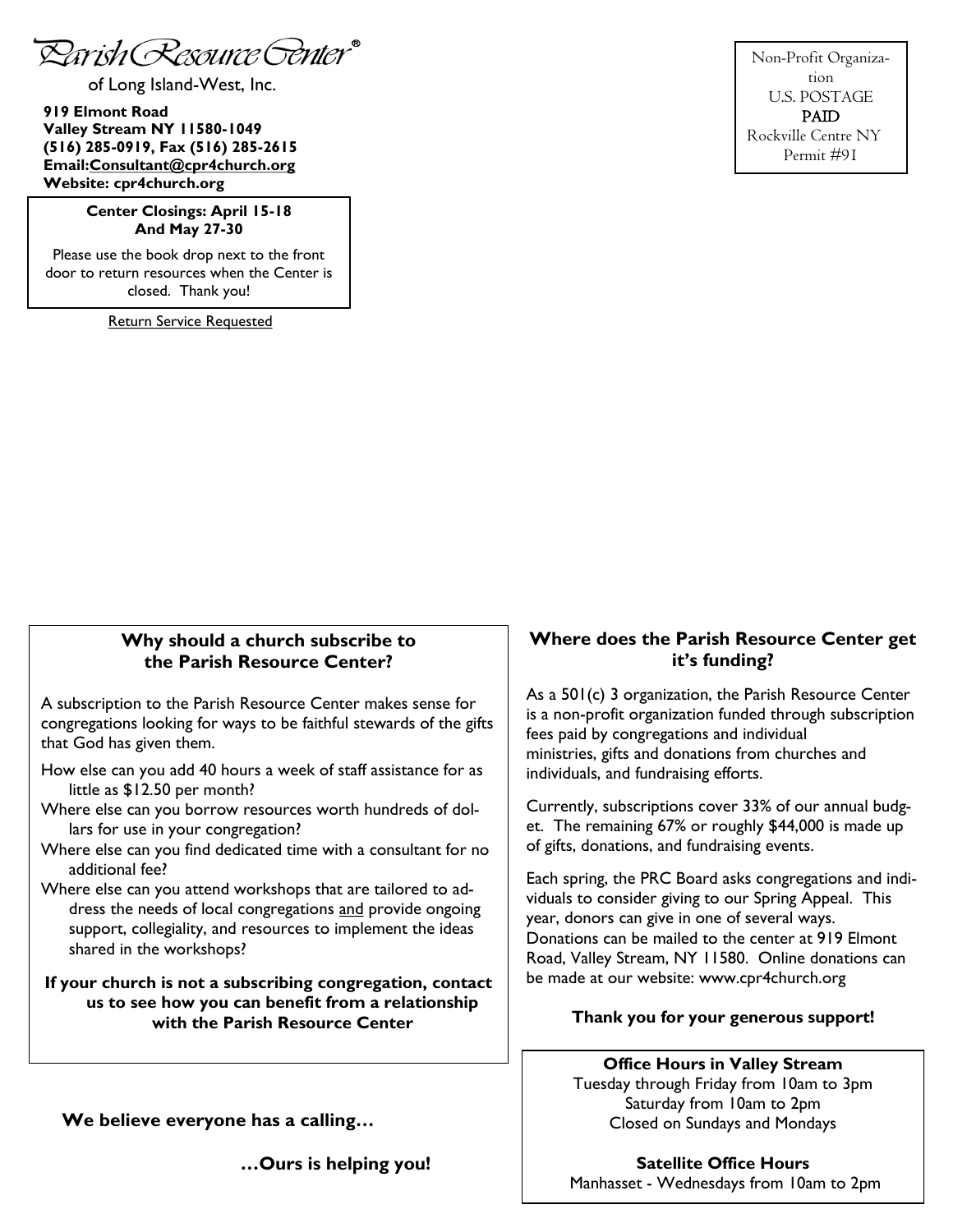Parish Resource Center®

of Long Island-West, Inc.

**919 Elmont Road**
**Valley Stream NY 11580-1049**
**(516) 285-0919, Fax (516) 285-2615**
**Email:Consultant@cpr4church.org**
**Website: cpr4church.org**

**Center Closings: April 15-18**
**And May 27-30**

Please use the book drop next to the front door to return resources when the Center is closed. Thank you!

Return Service Requested

Non-Profit Organization
U.S. POSTAGE
PAID
Rockville Centre NY
Permit #91

## Why should a church subscribe to the Parish Resource Center?

A subscription to the Parish Resource Center makes sense for congregations looking for ways to be faithful stewards of the gifts that God has given them.

How else can you add 40 hours a week of staff assistance for as little as $12.50 per month?

Where else can you borrow resources worth hundreds of dollars for use in your congregation?

Where else can you find dedicated time with a consultant for no additional fee?

Where else can you attend workshops that are tailored to address the needs of local congregations and provide ongoing support, collegiality, and resources to implement the ideas shared in the workshops?

**If your church is not a subscribing congregation, contact us to see how you can benefit from a relationship with the Parish Resource Center**

**We believe everyone has a calling…**

**…Ours is helping you!**

## Where does the Parish Resource Center get it's funding?

As a 501(c) 3 organization, the Parish Resource Center is a non-profit organization funded through subscription fees paid by congregations and individual ministries, gifts and donations from churches and individuals, and fundraising efforts.

Currently, subscriptions cover 33% of our annual budget. The remaining 67% or roughly $44,000 is made up of gifts, donations, and fundraising events.

Each spring, the PRC Board asks congregations and individuals to consider giving to our Spring Appeal. This year, donors can give in one of several ways. Donations can be mailed to the center at 919 Elmont Road, Valley Stream, NY 11580. Online donations can be made at our website: www.cpr4church.org

**Thank you for your generous support!**

**Office Hours in Valley Stream**
Tuesday through Friday from 10am to 3pm
Saturday from 10am to 2pm
Closed on Sundays and Mondays

**Satellite Office Hours**
Manhasset - Wednesdays from 10am to 2pm